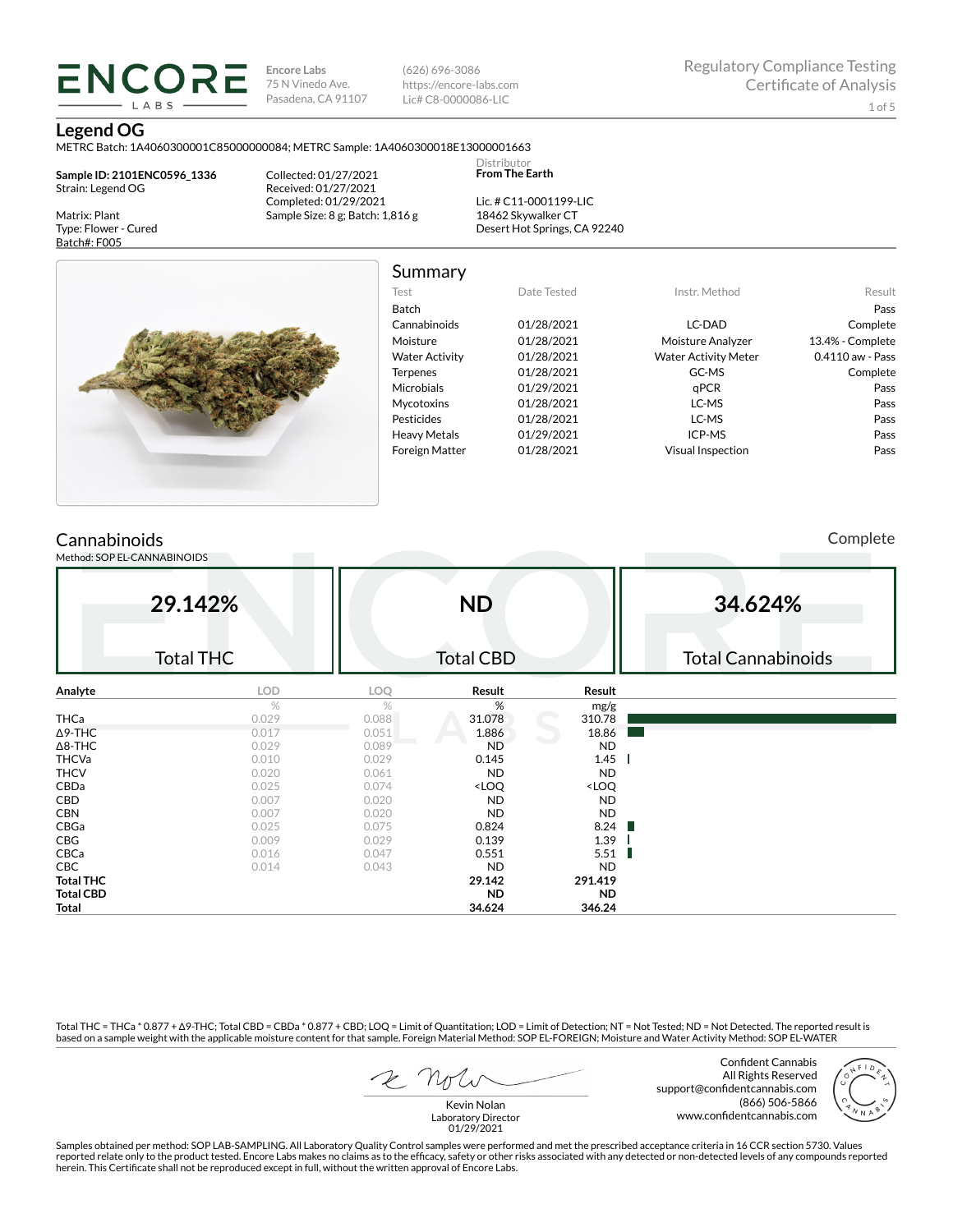**ENCORE LABS**

Encore Labs
75 N Vinedo Ave.
Pasadena, CA 91107

(626) 696-3086
https://encore-labs.com
Lic# C8-0000086-LIC

Regulatory Compliance Testing
Certificate of Analysis

# Legend OG

METRC Batch: 1A4060300001C85000000084; METRC Sample: 1A4060300018E13000001663

**Sample ID: 2101ENC0596_1336**
Strain: Legend OG

Matrix: Plant
Type: Flower - Cured
Batch#: F005

Collected: 01/27/2021
Received: 01/27/2021
Completed: 01/29/2021
Sample Size: 8 g; Batch: 1,816 g

Distributor
**From The Earth**

Lic. # C11-0001199-LIC
18462 Skywalker CT
Desert Hot Springs, CA 92240

## Summary

| Test | Date Tested | Instr. Method | Result |
|---|---|---|---|
| Batch | | | Pass |
| Cannabinoids | 01/28/2021 | LC-DAD | Complete |
| Moisture | 01/28/2021 | Moisture Analyzer | 13.4% - Complete |
| Water Activity | 01/28/2021 | Water Activity Meter | 0.4110 aw - Pass |
| Terpenes | 01/28/2021 | GC-MS | Complete |
| Microbials | 01/29/2021 | qPCR | Pass |
| Mycotoxins | 01/28/2021 | LC-MS | Pass |
| Pesticides | 01/28/2021 | LC-MS | Pass |
| Heavy Metals | 01/29/2021 | ICP-MS | Pass |
| Foreign Matter | 01/28/2021 | Visual Inspection | Pass |

## Cannabinoids

Method: SOP EL-CANNABINOIDS

Complete

| **29.142%** | **ND** | **34.624%** |
|---|---|---|
| Total THC | Total CBD | Total Cannabinoids |

| Analyte | LOD | LOQ | Result | Result |
|---|---|---|---|---|
| | % | % | % | mg/g |
| THCa | 0.029 | 0.088 | 31.078 | 310.78 |
| Δ9-THC | 0.017 | 0.051 | 1.886 | 18.86 |
| Δ8-THC | 0.029 | 0.089 | ND | ND |
| THCVa | 0.010 | 0.029 | 0.145 | 1.45 |
| THCV | 0.020 | 0.061 | ND | ND |
| CBDa | 0.025 | 0.074 | <LOQ | <LOQ |
| CBD | 0.007 | 0.020 | ND | ND |
| CBN | 0.007 | 0.020 | ND | ND |
| CBGa | 0.025 | 0.075 | 0.824 | 8.24 |
| CBG | 0.009 | 0.029 | 0.139 | 1.39 |
| CBCa | 0.016 | 0.047 | 0.551 | 5.51 |
| CBC | 0.014 | 0.043 | ND | ND |
| **Total THC** | | | **29.142** | **291.419** |
| **Total CBD** | | | **ND** | **ND** |
| **Total** | | | **34.624** | **346.24** |

Total THC = THCa * 0.877 + Δ9-THC; Total CBD = CBDa * 0.877 + CBD; LOQ = Limit of Quantitation; LOD = Limit of Detection; NT = Not Tested; ND = Not Detected. The reported result is based on a sample weight with the applicable moisture content for that sample. Foreign Material Method: SOP EL-FOREIGN; Moisture and Water Activity Method: SOP EL-WATER

Kevin Nolan
Laboratory Director
01/29/2021

Confident Cannabis
All Rights Reserved
support@confidentcannabis.com
(866) 506-5866
www.confidentcannabis.com

Samples obtained per method: SOP LAB-SAMPLING. All Laboratory Quality Control samples were performed and met the prescribed acceptance criteria in 16 CCR section 5730. Values reported relate only to the product tested. Encore Labs makes no claims as to the efficacy, safety or other risks associated with any detected or non-detected levels of any compounds reported herein. This Certificate shall not be reproduced except in full, without the written approval of Encore Labs.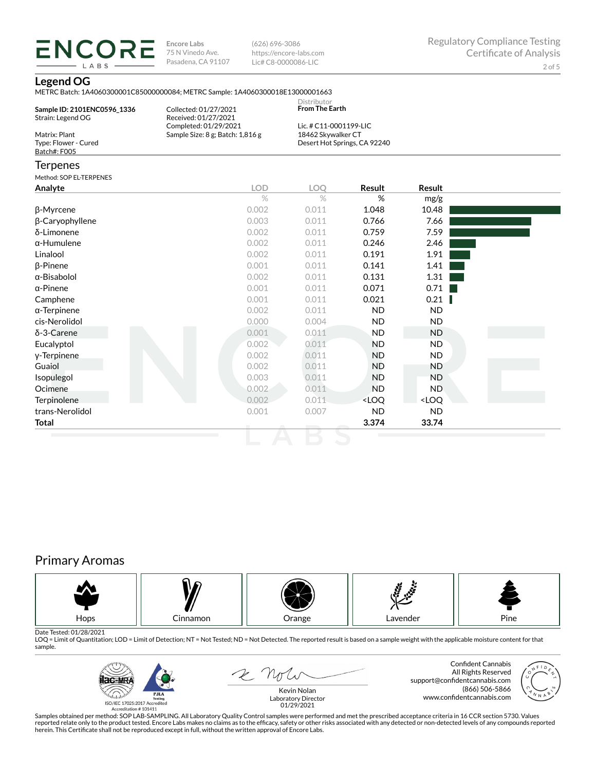**ENCORE LABS**

Encore Labs
75 N Vinedo Ave.
Pasadena, CA 91107

(626) 696-3086
https://encore-labs.com
Lic# C8-0000086-LIC

Regulatory Compliance Testing
Certificate of Analysis

## Legend OG

METRC Batch: 1A4060300001C85000000084; METRC Sample: 1A4060300018E13000001663

**Sample ID: 2101ENC0596_1336**
Strain: Legend OG

Matrix: Plant
Type: Flower - Cured
Batch#: F005

Collected: 01/27/2021
Received: 01/27/2021
Completed: 01/29/2021
Sample Size: 8 g; Batch: 1,816 g

Distributor
**From The Earth**

Lic. # C11-0001199-LIC
18462 Skywalker CT
Desert Hot Springs, CA 92240

## Terpenes

Method: SOP EL-TERPENES

| Analyte | LOD | LOQ | Result | Result |
|---|---|---|---|---|
| | % | % | % | mg/g |
| β-Myrcene | 0.002 | 0.011 | 1.048 | 10.48 |
| β-Caryophyllene | 0.003 | 0.011 | 0.766 | 7.66 |
| δ-Limonene | 0.002 | 0.011 | 0.759 | 7.59 |
| α-Humulene | 0.002 | 0.011 | 0.246 | 2.46 |
| Linalool | 0.002 | 0.011 | 0.191 | 1.91 |
| β-Pinene | 0.001 | 0.011 | 0.141 | 1.41 |
| α-Bisabolol | 0.002 | 0.011 | 0.131 | 1.31 |
| α-Pinene | 0.001 | 0.011 | 0.071 | 0.71 |
| Camphene | 0.001 | 0.011 | 0.021 | 0.21 |
| α-Terpinene | 0.002 | 0.011 | ND | ND |
| cis-Nerolidol | 0.000 | 0.004 | ND | ND |
| δ-3-Carene | 0.001 | 0.011 | ND | ND |
| Eucalyptol | 0.002 | 0.011 | ND | ND |
| γ-Terpinene | 0.002 | 0.011 | ND | ND |
| Guaiol | 0.002 | 0.011 | ND | ND |
| Isopulegol | 0.003 | 0.011 | ND | ND |
| Ocimene | 0.002 | 0.011 | ND | ND |
| Terpinolene | 0.002 | 0.011 | <LOQ | <LOQ |
| trans-Nerolidol | 0.001 | 0.007 | ND | ND |
| **Total** | | | **3.374** | **33.74** |

## Primary Aromas

Hops | Cinnamon | Orange | Lavender | Pine

Date Tested: 01/28/2021
LOQ = Limit of Quantitation; LOD = Limit of Detection; NT = Not Tested; ND = Not Detected. The reported result is based on a sample weight with the applicable moisture content for that sample.

ISO/IEC 17025:2017 Accredited
Accreditation # 101411

Kevin Nolan
Laboratory Director
01/29/2021

Confident Cannabis
All Rights Reserved
support@confidentcannabis.com
(866) 506-5866
www.confidentcannabis.com

Samples obtained per method: SOP LAB-SAMPLING. All Laboratory Quality Control samples were performed and met the prescribed acceptance criteria in 16 CCR section 5730. Values reported relate only to the product tested. Encore Labs makes no claims as to the efficacy, safety or other risks associated with any detected or non-detected levels of any compounds reported herein. This Certificate shall not be reproduced except in full, without the written approval of Encore Labs.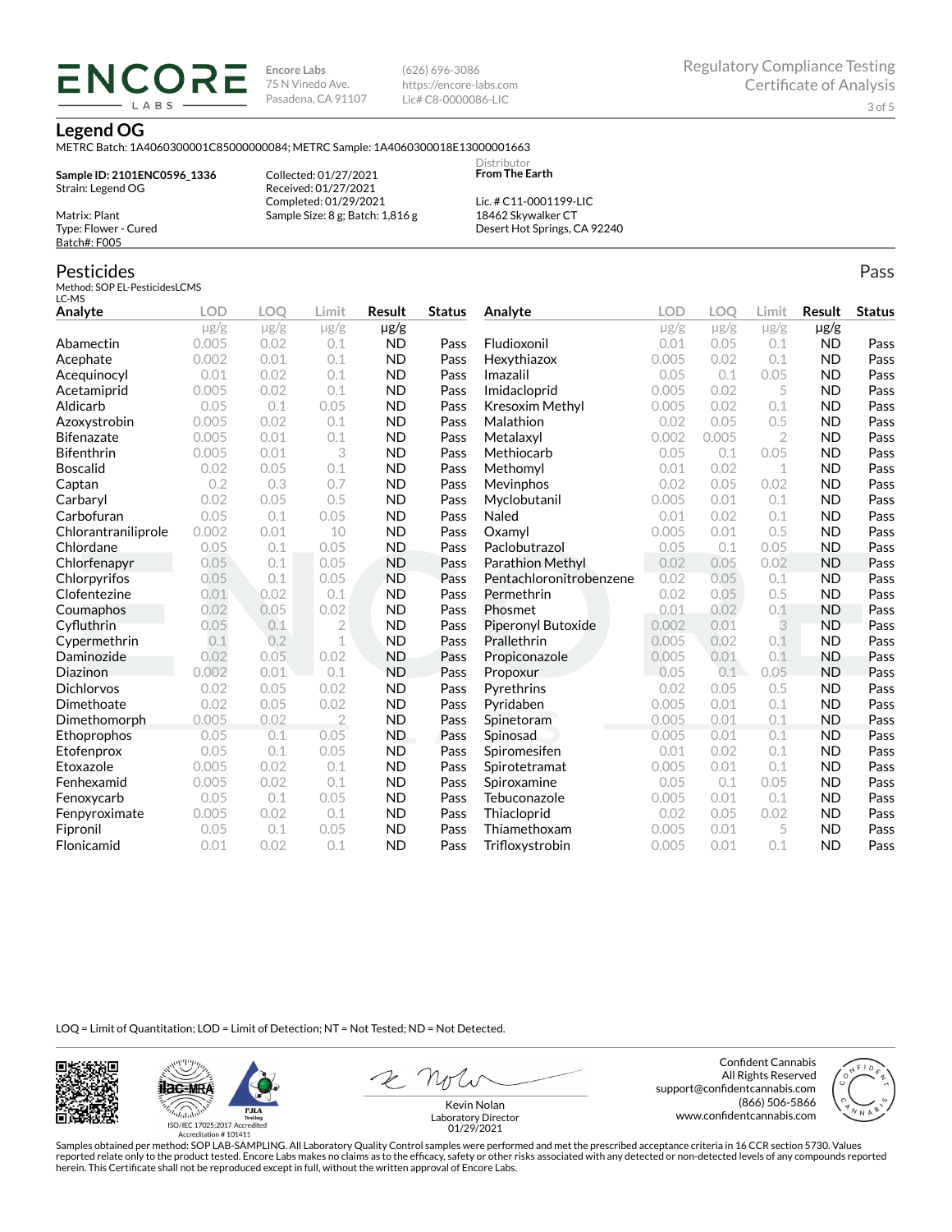**ENCORE LABS**

Encore Labs
75 N Vinedo Ave.
Pasadena, CA 91107

(626) 696-3086
https://encore-labs.com
Lic# C8-0000086-LIC

Regulatory Compliance Testing
Certificate of Analysis

## Legend OG

METRC Batch: 1A4060300001C85000000084; METRC Sample: 1A4060300018E13000001663

**Sample ID: 2101ENC0596_1336**
Strain: Legend OG

Matrix: Plant
Type: Flower - Cured
Batch#: F005

Collected: 01/27/2021
Received: 01/27/2021
Completed: 01/29/2021
Sample Size: 8 g; Batch: 1,816 g

Distributor
**From The Earth**

Lic. # C11-0001199-LIC
18462 Skywalker CT
Desert Hot Springs, CA 92240

## Pesticides

Pass

Method: SOP EL-PesticidesLCMS
LC-MS

| Analyte | LOD | LOQ | Limit | Result | Status |
|---|---|---|---|---|---|
| | μg/g | μg/g | μg/g | μg/g | |
| Abamectin | 0.005 | 0.02 | 0.1 | ND | Pass |
| Acephate | 0.002 | 0.01 | 0.1 | ND | Pass |
| Acequinocyl | 0.01 | 0.02 | 0.1 | ND | Pass |
| Acetamiprid | 0.005 | 0.02 | 0.1 | ND | Pass |
| Aldicarb | 0.05 | 0.1 | 0.05 | ND | Pass |
| Azoxystrobin | 0.005 | 0.02 | 0.1 | ND | Pass |
| Bifenazate | 0.005 | 0.01 | 0.1 | ND | Pass |
| Bifenthrin | 0.005 | 0.01 | 3 | ND | Pass |
| Boscalid | 0.02 | 0.05 | 0.1 | ND | Pass |
| Captan | 0.2 | 0.3 | 0.7 | ND | Pass |
| Carbaryl | 0.02 | 0.05 | 0.5 | ND | Pass |
| Carbofuran | 0.05 | 0.1 | 0.05 | ND | Pass |
| Chlorantraniliprole | 0.002 | 0.01 | 10 | ND | Pass |
| Chlordane | 0.05 | 0.1 | 0.05 | ND | Pass |
| Chlorfenapyr | 0.05 | 0.1 | 0.05 | ND | Pass |
| Chlorpyrifos | 0.05 | 0.1 | 0.05 | ND | Pass |
| Clofentezine | 0.01 | 0.02 | 0.1 | ND | Pass |
| Coumaphos | 0.02 | 0.05 | 0.02 | ND | Pass |
| Cyfluthrin | 0.05 | 0.1 | 2 | ND | Pass |
| Cypermethrin | 0.1 | 0.2 | 1 | ND | Pass |
| Daminozide | 0.02 | 0.05 | 0.02 | ND | Pass |
| Diazinon | 0.002 | 0.01 | 0.1 | ND | Pass |
| Dichlorvos | 0.02 | 0.05 | 0.02 | ND | Pass |
| Dimethoate | 0.02 | 0.05 | 0.02 | ND | Pass |
| Dimethomorph | 0.005 | 0.02 | 2 | ND | Pass |
| Ethoprophos | 0.05 | 0.1 | 0.05 | ND | Pass |
| Etofenprox | 0.05 | 0.1 | 0.05 | ND | Pass |
| Etoxazole | 0.005 | 0.02 | 0.1 | ND | Pass |
| Fenhexamid | 0.005 | 0.02 | 0.1 | ND | Pass |
| Fenoxycarb | 0.05 | 0.1 | 0.05 | ND | Pass |
| Fenpyroximate | 0.005 | 0.02 | 0.1 | ND | Pass |
| Fipronil | 0.05 | 0.1 | 0.05 | ND | Pass |
| Flonicamid | 0.01 | 0.02 | 0.1 | ND | Pass |
| Fludioxonil | 0.01 | 0.05 | 0.1 | ND | Pass |
| Hexythiazox | 0.005 | 0.02 | 0.1 | ND | Pass |
| Imazalil | 0.05 | 0.1 | 0.05 | ND | Pass |
| Imidacloprid | 0.005 | 0.02 | 5 | ND | Pass |
| Kresoxim Methyl | 0.005 | 0.02 | 0.1 | ND | Pass |
| Malathion | 0.02 | 0.05 | 0.5 | ND | Pass |
| Metalaxyl | 0.002 | 0.005 | 2 | ND | Pass |
| Methiocarb | 0.05 | 0.1 | 0.05 | ND | Pass |
| Methomyl | 0.01 | 0.02 | 1 | ND | Pass |
| Mevinphos | 0.02 | 0.05 | 0.02 | ND | Pass |
| Myclobutanil | 0.005 | 0.01 | 0.1 | ND | Pass |
| Naled | 0.01 | 0.02 | 0.1 | ND | Pass |
| Oxamyl | 0.005 | 0.01 | 0.5 | ND | Pass |
| Paclobutrazol | 0.05 | 0.1 | 0.05 | ND | Pass |
| Parathion Methyl | 0.02 | 0.05 | 0.02 | ND | Pass |
| Pentachloronitrobenzene | 0.02 | 0.05 | 0.1 | ND | Pass |
| Permethrin | 0.02 | 0.05 | 0.5 | ND | Pass |
| Phosmet | 0.01 | 0.02 | 0.1 | ND | Pass |
| Piperonyl Butoxide | 0.002 | 0.01 | 3 | ND | Pass |
| Prallethrin | 0.005 | 0.02 | 0.1 | ND | Pass |
| Propiconazole | 0.005 | 0.01 | 0.1 | ND | Pass |
| Propoxur | 0.05 | 0.1 | 0.05 | ND | Pass |
| Pyrethrins | 0.02 | 0.05 | 0.5 | ND | Pass |
| Pyridaben | 0.005 | 0.01 | 0.1 | ND | Pass |
| Spinetoram | 0.005 | 0.01 | 0.1 | ND | Pass |
| Spinosad | 0.005 | 0.01 | 0.1 | ND | Pass |
| Spiromesifen | 0.01 | 0.02 | 0.1 | ND | Pass |
| Spirotetramat | 0.005 | 0.01 | 0.1 | ND | Pass |
| Spiroxamine | 0.05 | 0.1 | 0.05 | ND | Pass |
| Tebuconazole | 0.005 | 0.01 | 0.1 | ND | Pass |
| Thiacloprid | 0.02 | 0.05 | 0.02 | ND | Pass |
| Thiamethoxam | 0.005 | 0.01 | 5 | ND | Pass |
| Trifloxystrobin | 0.005 | 0.01 | 0.1 | ND | Pass |

LOQ = Limit of Quantitation; LOD = Limit of Detection; NT = Not Tested; ND = Not Detected.

ISO/IEC 17025:2017 Accredited
Accreditation # 101411

Kevin Nolan
Laboratory Director
01/29/2021

Confident Cannabis
All Rights Reserved
support@confidentcannabis.com
(866) 506-5866
www.confidentcannabis.com

Samples obtained per method: SOP LAB-SAMPLING. All Laboratory Quality Control samples were performed and met the prescribed acceptance criteria in 16 CCR section 5730. Values reported relate only to the product tested. Encore Labs makes no claims as to the efficacy, safety or other risks associated with any detected or non-detected levels of any compounds reported herein. This Certificate shall not be reproduced except in full, without the written approval of Encore Labs.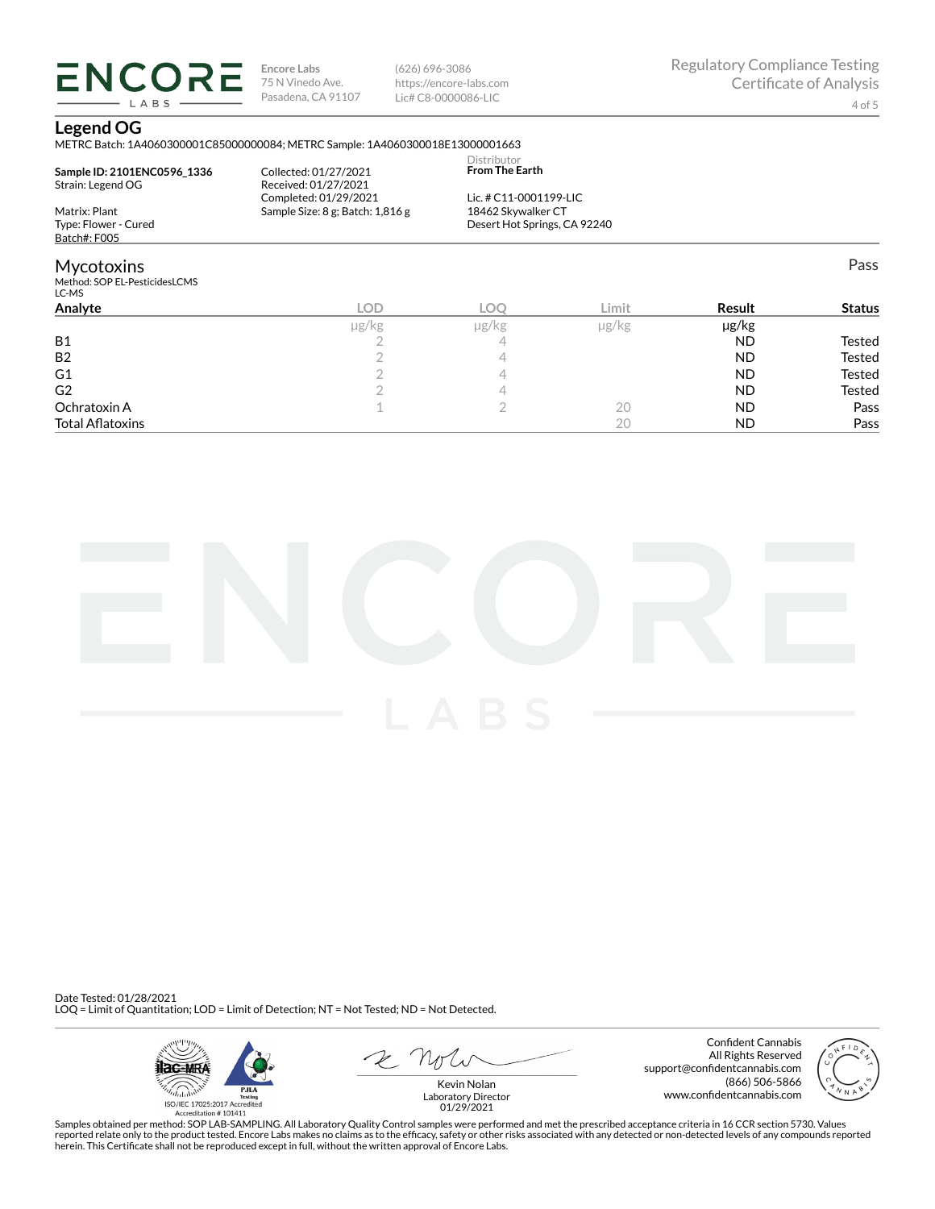**Encore Labs**
75 N Vinedo Ave.
Pasadena, CA 91107

(626) 696-3086
https://encore-labs.com
Lic# C8-0000086-LIC

Regulatory Compliance Testing
Certificate of Analysis

## Legend OG

METRC Batch: 1A4060300001C85000000084; METRC Sample: 1A4060300018E13000001663

**Sample ID: 2101ENC0596_1336**
Strain: Legend OG

Matrix: Plant
Type: Flower - Cured
Batch#: F005

Collected: 01/27/2021
Received: 01/27/2021
Completed: 01/29/2021
Sample Size: 8 g; Batch: 1,816 g

Distributor
**From The Earth**

Lic. # C11-0001199-LIC
18462 Skywalker CT
Desert Hot Springs, CA 92240

## Mycotoxins

Pass

Method: SOP EL-PesticidesLCMS
LC-MS

| Analyte | LOD | LOQ | Limit | Result | Status |
|---|---|---|---|---|---|
| | μg/kg | μg/kg | μg/kg | μg/kg | |
| B1 | 2 | 4 | | ND | Tested |
| B2 | 2 | 4 | | ND | Tested |
| G1 | 2 | 4 | | ND | Tested |
| G2 | 2 | 4 | | ND | Tested |
| Ochratoxin A | 1 | 2 | 20 | ND | Pass |
| Total Aflatoxins | | | 20 | ND | Pass |

Date Tested: 01/28/2021
LOQ = Limit of Quantitation; LOD = Limit of Detection; NT = Not Tested; ND = Not Detected.

ISO/IEC 17025:2017 Accredited
Accreditation # 101411

Kevin Nolan
Laboratory Director
01/29/2021

Confident Cannabis
All Rights Reserved
support@confidentcannabis.com
(866) 506-5866
www.confidentcannabis.com

Samples obtained per method: SOP LAB-SAMPLING. All Laboratory Quality Control samples were performed and met the prescribed acceptance criteria in 16 CCR section 5730. Values reported relate only to the product tested. Encore Labs makes no claims as to the efficacy, safety or other risks associated with any detected or non-detected levels of any compounds reported herein. This Certificate shall not be reproduced except in full, without the written approval of Encore Labs.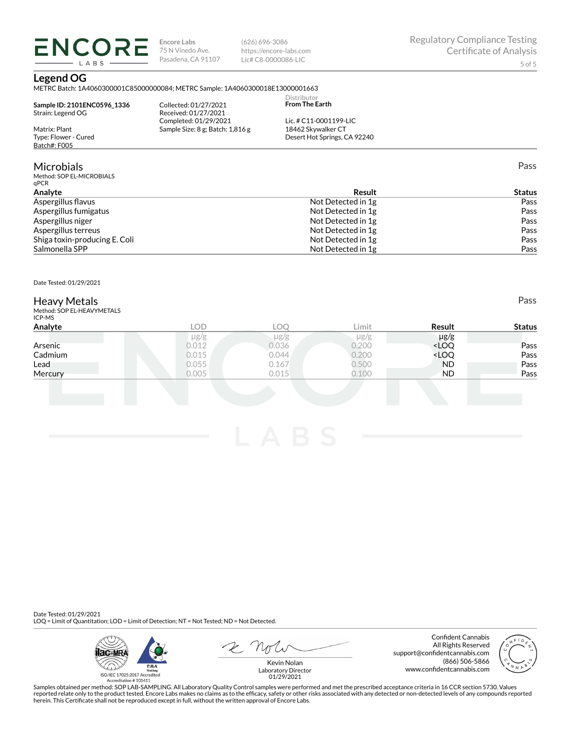**ENCORE LABS**

Encore Labs
75 N Vinedo Ave.
Pasadena, CA 91107

(626) 696-3086
https://encore-labs.com
Lic# C8-0000086-LIC

Regulatory Compliance Testing
Certificate of Analysis

# Legend OG

METRC Batch: 1A4060300001C85000000084; METRC Sample: 1A4060300018E13000001663

**Sample ID: 2101ENC0596_1336**
Strain: Legend OG

Matrix: Plant
Type: Flower - Cured
Batch#: F005

Collected: 01/27/2021
Received: 01/27/2021
Completed: 01/29/2021
Sample Size: 8 g; Batch: 1,816 g

Distributor
**From The Earth**

Lic. # C11-0001199-LIC
18462 Skywalker CT
Desert Hot Springs, CA 92240

## Microbials

Pass

Method: SOP EL-MICROBIALS
qPCR

| Analyte | Result | Status |
|---|---|---|
| Aspergillus flavus | Not Detected in 1g | Pass |
| Aspergillus fumigatus | Not Detected in 1g | Pass |
| Aspergillus niger | Not Detected in 1g | Pass |
| Aspergillus terreus | Not Detected in 1g | Pass |
| Shiga toxin-producing E. Coli | Not Detected in 1g | Pass |
| Salmonella SPP | Not Detected in 1g | Pass |

Date Tested: 01/29/2021

## Heavy Metals

Pass

Method: SOP EL-HEAVYMETALS
ICP-MS

| Analyte | LOD | LOQ | Limit | Result | Status |
|---|---|---|---|---|---|
| | µg/g | µg/g | µg/g | µg/g | |
| Arsenic | 0.012 | 0.036 | 0.200 | <LOQ | Pass |
| Cadmium | 0.015 | 0.044 | 0.200 | <LOQ | Pass |
| Lead | 0.055 | 0.167 | 0.500 | ND | Pass |
| Mercury | 0.005 | 0.015 | 0.100 | ND | Pass |

Date Tested: 01/29/2021
LOQ = Limit of Quantitation; LOD = Limit of Detection; NT = Not Tested; ND = Not Detected.

ISO/IEC 17025:2017 Accredited
Accreditation # 101411

Kevin Nolan
Laboratory Director
01/29/2021

Confident Cannabis
All Rights Reserved
support@confidentcannabis.com
(866) 506-5866
www.confidentcannabis.com

Samples obtained per method: SOP LAB-SAMPLING. All Laboratory Quality Control samples were performed and met the prescribed acceptance criteria in 16 CCR section 5730. Values reported relate only to the product tested. Encore Labs makes no claims as to the efficacy, safety or other risks associated with any detected or non-detected levels of any compounds reported herein. This Certificate shall not be reproduced except in full, without the written approval of Encore Labs.